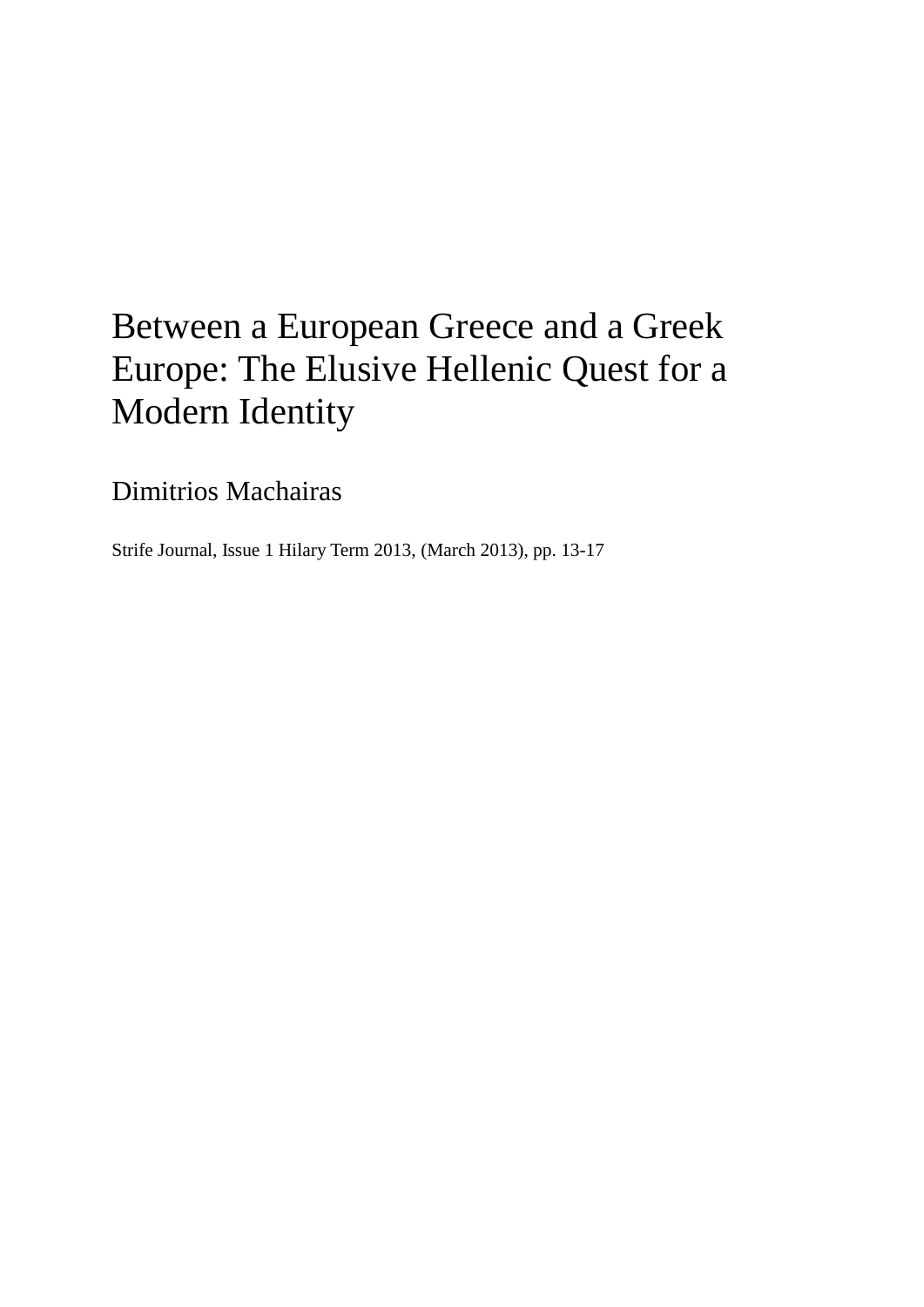# Between a European Greece and a Greek Europe: The Elusive Hellenic Quest for a Modern Identity

Dimitrios Machairas

Strife Journal, Issue 1 Hilary Term 2013, (March 2013), pp. 13-17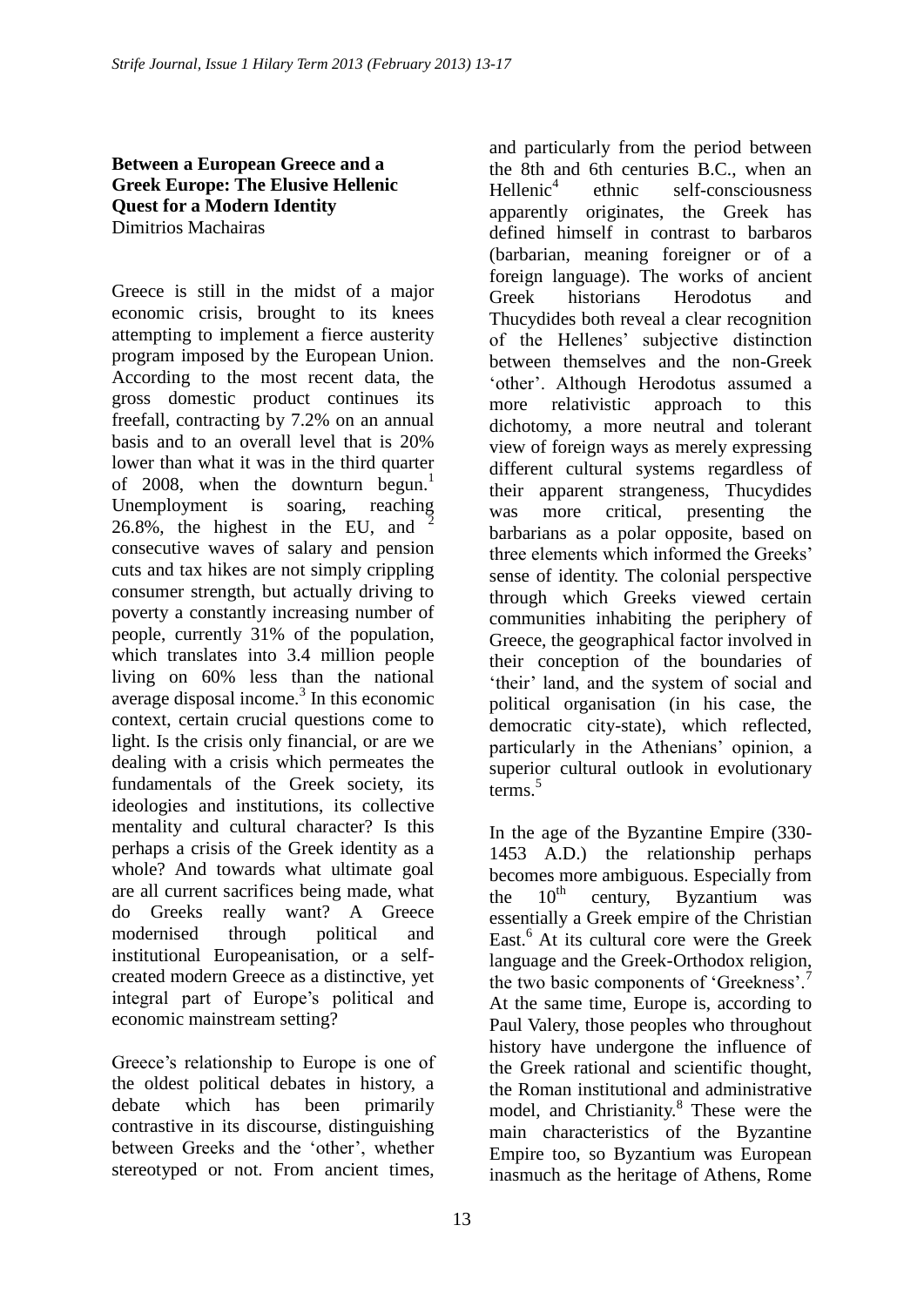**Between a European Greece and a Greek Europe: The Elusive Hellenic Quest for a Modern Identity**
Dimitrios Machairas

Greece is still in the midst of a major economic crisis, brought to its knees attempting to implement a fierce austerity program imposed by the European Union. According to the most recent data, the gross domestic product continues its freefall, contracting by 7.2% on an annual basis and to an overall level that is 20% lower than what it was in the third quarter of 2008, when the downturn begun.[1] Unemployment is soaring, reaching 26.8%, the highest in the EU, and [2] consecutive waves of salary and pension cuts and tax hikes are not simply crippling consumer strength, but actually driving to poverty a constantly increasing number of people, currently 31% of the population, which translates into 3.4 million people living on 60% less than the national average disposal income.[3] In this economic context, certain crucial questions come to light. Is the crisis only financial, or are we dealing with a crisis which permeates the fundamentals of the Greek society, its ideologies and institutions, its collective mentality and cultural character? Is this perhaps a crisis of the Greek identity as a whole? And towards what ultimate goal are all current sacrifices being made, what do Greeks really want? A Greece modernised through political and institutional Europeanisation, or a self-created modern Greece as a distinctive, yet integral part of Europe's political and economic mainstream setting?

Greece's relationship to Europe is one of the oldest political debates in history, a debate which has been primarily contrastive in its discourse, distinguishing between Greeks and the 'other', whether stereotyped or not. From ancient times, and particularly from the period between the 8th and 6th centuries B.C., when an Hellenic[4] ethnic self-consciousness apparently originates, the Greek has defined himself in contrast to barbaros (barbarian, meaning foreigner or of a foreign language). The works of ancient Greek historians Herodotus and Thucydides both reveal a clear recognition of the Hellenes' subjective distinction between themselves and the non-Greek 'other'. Although Herodotus assumed a more relativistic approach to this dichotomy, a more neutral and tolerant view of foreign ways as merely expressing different cultural systems regardless of their apparent strangeness, Thucydides was more critical, presenting the barbarians as a polar opposite, based on three elements which informed the Greeks' sense of identity. The colonial perspective through which Greeks viewed certain communities inhabiting the periphery of Greece, the geographical factor involved in their conception of the boundaries of 'their' land, and the system of social and political organisation (in his case, the democratic city-state), which reflected, particularly in the Athenians' opinion, a superior cultural outlook in evolutionary terms.[5]

In the age of the Byzantine Empire (330-1453 A.D.) the relationship perhaps becomes more ambiguous. Especially from the 10th century, Byzantium was essentially a Greek empire of the Christian East.[6] At its cultural core were the Greek language and the Greek-Orthodox religion, the two basic components of 'Greekness'.[7] At the same time, Europe is, according to Paul Valery, those peoples who throughout history have undergone the influence of the Greek rational and scientific thought, the Roman institutional and administrative model, and Christianity.[8] These were the main characteristics of the Byzantine Empire too, so Byzantium was European inasmuch as the heritage of Athens, Rome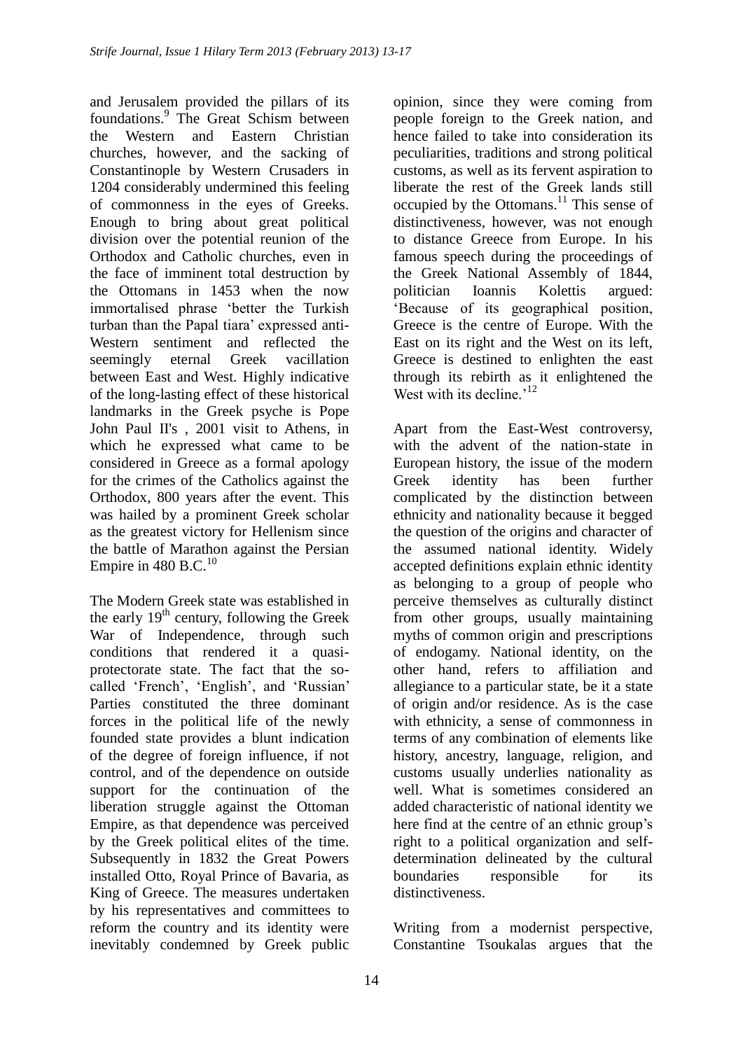and Jerusalem provided the pillars of its foundations.[9] The Great Schism between the Western and Eastern Christian churches, however, and the sacking of Constantinople by Western Crusaders in 1204 considerably undermined this feeling of commonness in the eyes of Greeks. Enough to bring about great political division over the potential reunion of the Orthodox and Catholic churches, even in the face of imminent total destruction by the Ottomans in 1453 when the now immortalised phrase 'better the Turkish turban than the Papal tiara' expressed anti-Western sentiment and reflected the seemingly eternal Greek vacillation between East and West. Highly indicative of the long-lasting effect of these historical landmarks in the Greek psyche is Pope John Paul II's , 2001 visit to Athens, in which he expressed what came to be considered in Greece as a formal apology for the crimes of the Catholics against the Orthodox, 800 years after the event. This was hailed by a prominent Greek scholar as the greatest victory for Hellenism since the battle of Marathon against the Persian Empire in 480 B.C.[10]

The Modern Greek state was established in the early 19th century, following the Greek War of Independence, through such conditions that rendered it a quasi-protectorate state. The fact that the so-called 'French', 'English', and 'Russian' Parties constituted the three dominant forces in the political life of the newly founded state provides a blunt indication of the degree of foreign influence, if not control, and of the dependence on outside support for the continuation of the liberation struggle against the Ottoman Empire, as that dependence was perceived by the Greek political elites of the time. Subsequently in 1832 the Great Powers installed Otto, Royal Prince of Bavaria, as King of Greece. The measures undertaken by his representatives and committees to reform the country and its identity were inevitably condemned by Greek public opinion, since they were coming from people foreign to the Greek nation, and hence failed to take into consideration its peculiarities, traditions and strong political customs, as well as its fervent aspiration to liberate the rest of the Greek lands still occupied by the Ottomans.[11] This sense of distinctiveness, however, was not enough to distance Greece from Europe. In his famous speech during the proceedings of the Greek National Assembly of 1844, politician Ioannis Kolettis argued: 'Because of its geographical position, Greece is the centre of Europe. With the East on its right and the West on its left, Greece is destined to enlighten the east through its rebirth as it enlightened the West with its decline.'[12]

Apart from the East-West controversy, with the advent of the nation-state in European history, the issue of the modern Greek identity has been further complicated by the distinction between ethnicity and nationality because it begged the question of the origins and character of the assumed national identity. Widely accepted definitions explain ethnic identity as belonging to a group of people who perceive themselves as culturally distinct from other groups, usually maintaining myths of common origin and prescriptions of endogamy. National identity, on the other hand, refers to affiliation and allegiance to a particular state, be it a state of origin and/or residence. As is the case with ethnicity, a sense of commonness in terms of any combination of elements like history, ancestry, language, religion, and customs usually underlies nationality as well. What is sometimes considered an added characteristic of national identity we here find at the centre of an ethnic group's right to a political organization and self-determination delineated by the cultural boundaries responsible for its distinctiveness.

Writing from a modernist perspective, Constantine Tsoukalas argues that the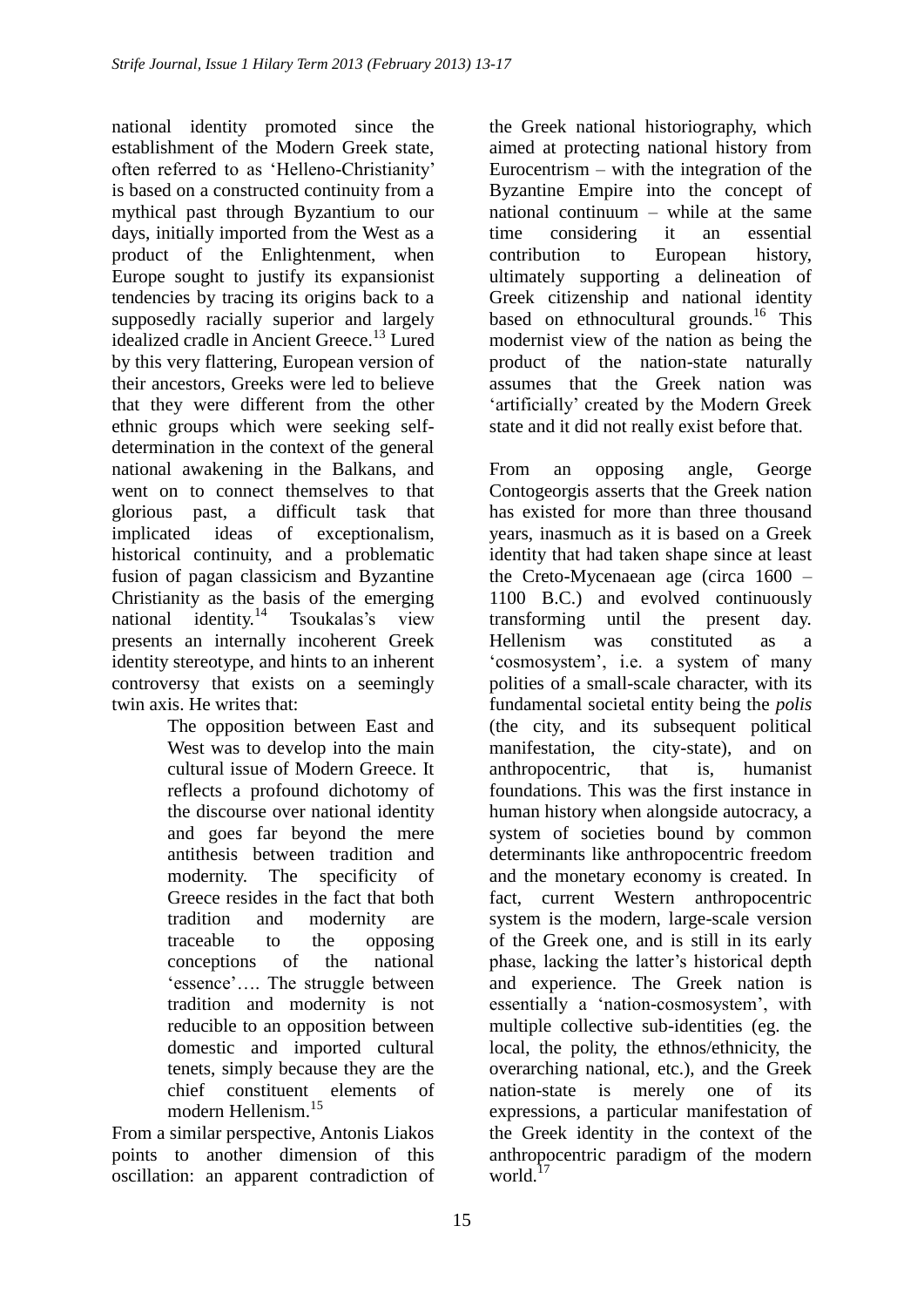national identity promoted since the establishment of the Modern Greek state, often referred to as 'Helleno-Christianity' is based on a constructed continuity from a mythical past through Byzantium to our days, initially imported from the West as a product of the Enlightenment, when Europe sought to justify its expansionist tendencies by tracing its origins back to a supposedly racially superior and largely idealized cradle in Ancient Greece.[13] Lured by this very flattering, European version of their ancestors, Greeks were led to believe that they were different from the other ethnic groups which were seeking self-determination in the context of the general national awakening in the Balkans, and went on to connect themselves to that glorious past, a difficult task that implicated ideas of exceptionalism, historical continuity, and a problematic fusion of pagan classicism and Byzantine Christianity as the basis of the emerging national identity.[14] Tsoukalas's view presents an internally incoherent Greek identity stereotype, and hints to an inherent controversy that exists on a seemingly twin axis. He writes that:

> The opposition between East and West was to develop into the main cultural issue of Modern Greece. It reflects a profound dichotomy of the discourse over national identity and goes far beyond the mere antithesis between tradition and modernity. The specificity of Greece resides in the fact that both tradition and modernity are traceable to the opposing conceptions of the national 'essence'…. The struggle between tradition and modernity is not reducible to an opposition between domestic and imported cultural tenets, simply because they are the chief constituent elements of modern Hellenism.[15]

From a similar perspective, Antonis Liakos points to another dimension of this oscillation: an apparent contradiction of the Greek national historiography, which aimed at protecting national history from Eurocentrism – with the integration of the Byzantine Empire into the concept of national continuum – while at the same time considering it an essential contribution to European history, ultimately supporting a delineation of Greek citizenship and national identity based on ethnocultural grounds.[16] This modernist view of the nation as being the product of the nation-state naturally assumes that the Greek nation was 'artificially' created by the Modern Greek state and it did not really exist before that.

From an opposing angle, George Contogeorgis asserts that the Greek nation has existed for more than three thousand years, inasmuch as it is based on a Greek identity that had taken shape since at least the Creto-Mycenaean age (circa 1600 – 1100 B.C.) and evolved continuously transforming until the present day. Hellenism was constituted as a 'cosmosystem', i.e. a system of many polities of a small-scale character, with its fundamental societal entity being the *polis* (the city, and its subsequent political manifestation, the city-state), and on anthropocentric, that is, humanist foundations. This was the first instance in human history when alongside autocracy, a system of societies bound by common determinants like anthropocentric freedom and the monetary economy is created. In fact, current Western anthropocentric system is the modern, large-scale version of the Greek one, and is still in its early phase, lacking the latter's historical depth and experience. The Greek nation is essentially a 'nation-cosmosystem', with multiple collective sub-identities (eg. the local, the polity, the ethnos/ethnicity, the overarching national, etc.), and the Greek nation-state is merely one of its expressions, a particular manifestation of the Greek identity in the context of the anthropocentric paradigm of the modern world.[17]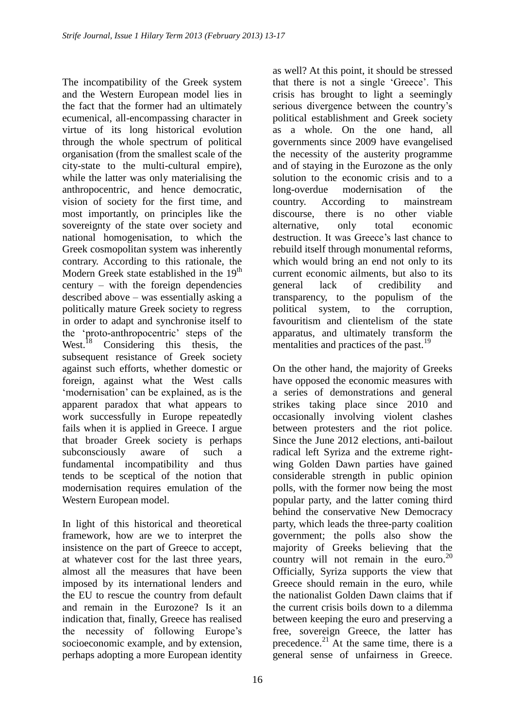The incompatibility of the Greek system and the Western European model lies in the fact that the former had an ultimately ecumenical, all-encompassing character in virtue of its long historical evolution through the whole spectrum of political organisation (from the smallest scale of the city-state to the multi-cultural empire), while the latter was only materialising the anthropocentric, and hence democratic, vision of society for the first time, and most importantly, on principles like the sovereignty of the state over society and national homogenisation, to which the Greek cosmopolitan system was inherently contrary. According to this rationale, the Modern Greek state established in the 19th century – with the foreign dependencies described above – was essentially asking a politically mature Greek society to regress in order to adapt and synchronise itself to the 'proto-anthropocentric' steps of the West.[18] Considering this thesis, the subsequent resistance of Greek society against such efforts, whether domestic or foreign, against what the West calls 'modernisation' can be explained, as is the apparent paradox that what appears to work successfully in Europe repeatedly fails when it is applied in Greece. I argue that broader Greek society is perhaps subconsciously aware of such a fundamental incompatibility and thus tends to be sceptical of the notion that modernisation requires emulation of the Western European model.

In light of this historical and theoretical framework, how are we to interpret the insistence on the part of Greece to accept, at whatever cost for the last three years, almost all the measures that have been imposed by its international lenders and the EU to rescue the country from default and remain in the Eurozone? Is it an indication that, finally, Greece has realised the necessity of following Europe's socioeconomic example, and by extension, perhaps adopting a more European identity as well? At this point, it should be stressed that there is not a single 'Greece'. This crisis has brought to light a seemingly serious divergence between the country's political establishment and Greek society as a whole. On the one hand, all governments since 2009 have evangelised the necessity of the austerity programme and of staying in the Eurozone as the only solution to the economic crisis and to a long-overdue modernisation of the country. According to mainstream discourse, there is no other viable alternative, only total economic destruction. It was Greece's last chance to rebuild itself through monumental reforms, which would bring an end not only to its current economic ailments, but also to its general lack of credibility and transparency, to the populism of the political system, to the corruption, favouritism and clientelism of the state apparatus, and ultimately transform the mentalities and practices of the past.[19]

On the other hand, the majority of Greeks have opposed the economic measures with a series of demonstrations and general strikes taking place since 2010 and occasionally involving violent clashes between protesters and the riot police. Since the June 2012 elections, anti-bailout radical left Syriza and the extreme right-wing Golden Dawn parties have gained considerable strength in public opinion polls, with the former now being the most popular party, and the latter coming third behind the conservative New Democracy party, which leads the three-party coalition government; the polls also show the majority of Greeks believing that the country will not remain in the euro.[20] Officially, Syriza supports the view that Greece should remain in the euro, while the nationalist Golden Dawn claims that if the current crisis boils down to a dilemma between keeping the euro and preserving a free, sovereign Greece, the latter has precedence.[21] At the same time, there is a general sense of unfairness in Greece.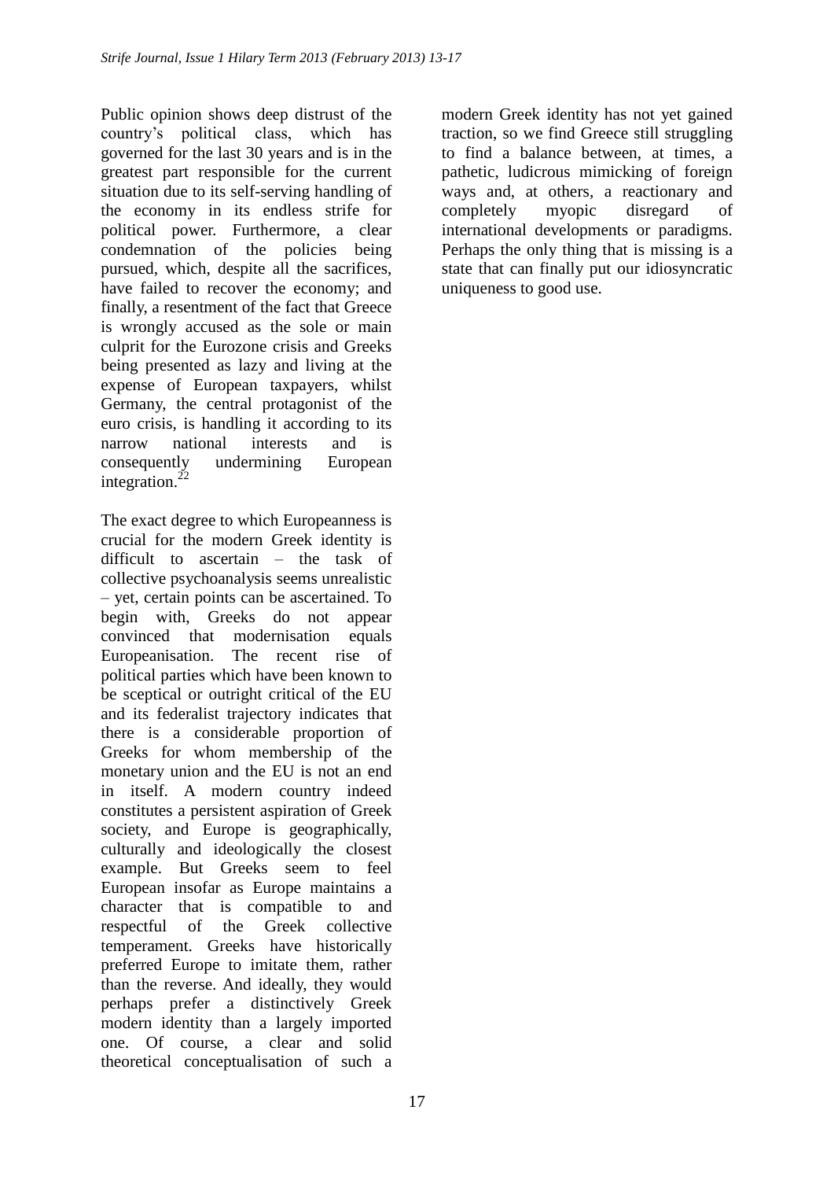Public opinion shows deep distrust of the country's political class, which has governed for the last 30 years and is in the greatest part responsible for the current situation due to its self-serving handling of the economy in its endless strife for political power. Furthermore, a clear condemnation of the policies being pursued, which, despite all the sacrifices, have failed to recover the economy; and finally, a resentment of the fact that Greece is wrongly accused as the sole or main culprit for the Eurozone crisis and Greeks being presented as lazy and living at the expense of European taxpayers, whilst Germany, the central protagonist of the euro crisis, is handling it according to its narrow national interests and is consequently undermining European integration.[22]

The exact degree to which Europeanness is crucial for the modern Greek identity is difficult to ascertain – the task of collective psychoanalysis seems unrealistic – yet, certain points can be ascertained. To begin with, Greeks do not appear convinced that modernisation equals Europeanisation. The recent rise of political parties which have been known to be sceptical or outright critical of the EU and its federalist trajectory indicates that there is a considerable proportion of Greeks for whom membership of the monetary union and the EU is not an end in itself. A modern country indeed constitutes a persistent aspiration of Greek society, and Europe is geographically, culturally and ideologically the closest example. But Greeks seem to feel European insofar as Europe maintains a character that is compatible to and respectful of the Greek collective temperament. Greeks have historically preferred Europe to imitate them, rather than the reverse. And ideally, they would perhaps prefer a distinctively Greek modern identity than a largely imported one. Of course, a clear and solid theoretical conceptualisation of such a modern Greek identity has not yet gained traction, so we find Greece still struggling to find a balance between, at times, a pathetic, ludicrous mimicking of foreign ways and, at others, a reactionary and completely myopic disregard of international developments or paradigms. Perhaps the only thing that is missing is a state that can finally put our idiosyncratic uniqueness to good use.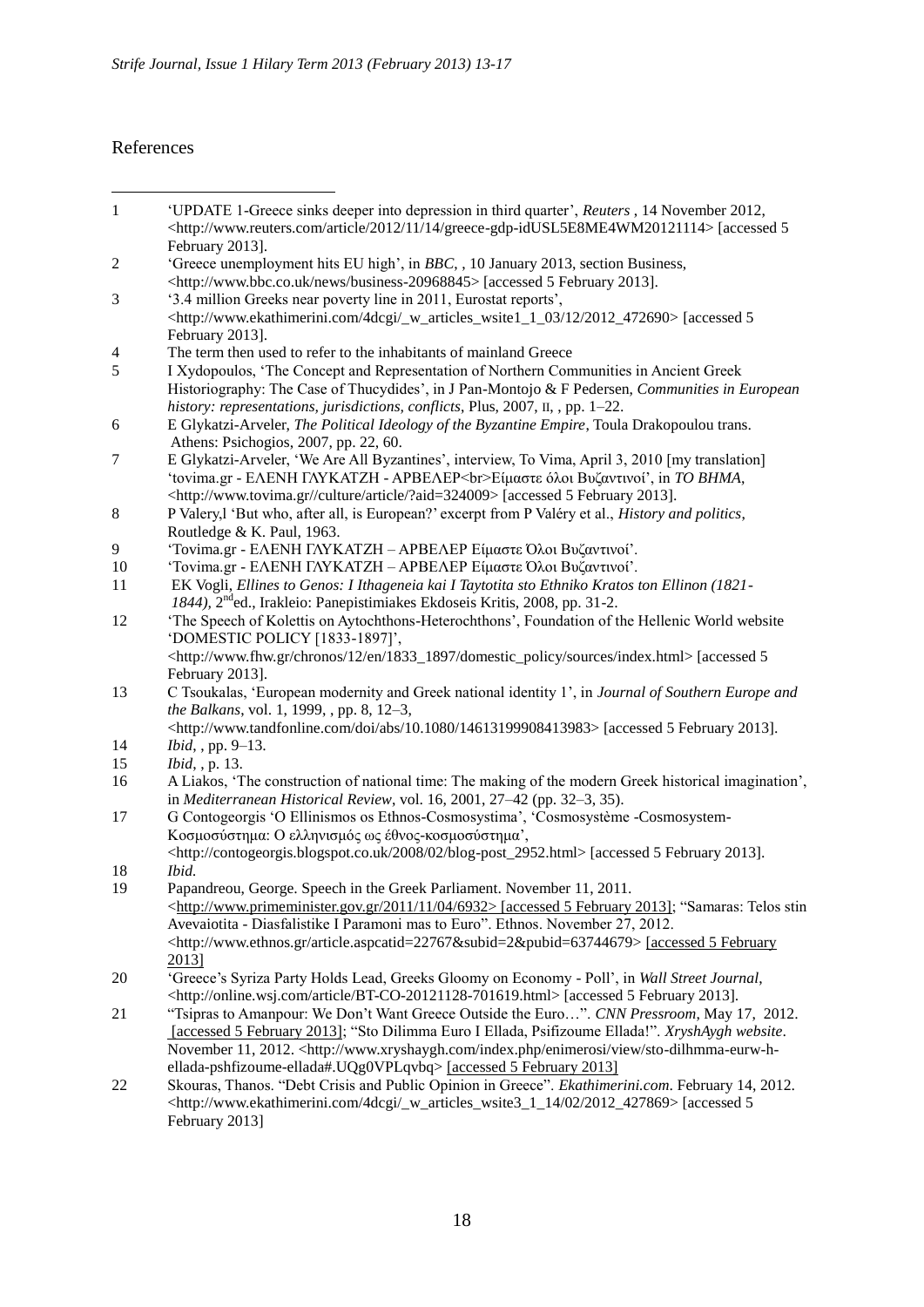## References

1. 'UPDATE 1-Greece sinks deeper into depression in third quarter', *Reuters* , 14 November 2012, <http://www.reuters.com/article/2012/11/14/greece-gdp-idUSL5E8ME4WM20121114> [accessed 5 February 2013].
2. 'Greece unemployment hits EU high', in *BBC*, , 10 January 2013, section Business, <http://www.bbc.co.uk/news/business-20968845> [accessed 5 February 2013].
3. '3.4 million Greeks near poverty line in 2011, Eurostat reports', <http://www.ekathimerini.com/4dcgi/_w_articles_wsite1_1_03/12/2012_472690> [accessed 5 February 2013].
4. The term then used to refer to the inhabitants of mainland Greece
5. I Xydopoulos, 'The Concept and Representation of Northern Communities in Ancient Greek Historiography: The Case of Thucydides', in J Pan-Montojo & F Pedersen, *Communities in European history: representations, jurisdictions, conflicts*, Plus, 2007, II, , pp. 1–22.
6. E Glykatzi-Arveler, *The Political Ideology of the Byzantine Empire*, Toula Drakopoulou trans. Athens: Psichogios, 2007, pp. 22, 60.
7. E Glykatzi-Arveler, 'We Are All Byzantines', interview, To Vima, April 3, 2010 [my translation] 'tovima.gr - ΕΛΕΝΗ ΓΛΥΚΑΤΖΗ - ΑΡΒΕΛΕΡ<br>Είμαστε όλοι Βυζαντινοί', in *ΤΟ ΒΗΜΑ*, <http://www.tovima.gr//culture/article/?aid=324009> [accessed 5 February 2013].
8. P Valery,l 'But who, after all, is European?' excerpt from P Valéry et al., *History and politics,* Routledge & K. Paul, 1963.
9. 'Tovima.gr - ΕΛΕΝΗ ΓΛΥΚΑΤΖΗ – ΑΡΒΕΛΕΡ Είμαστε Όλοι Βυζαντινοί'.
10. 'Tovima.gr - ΕΛΕΝΗ ΓΛΥΚΑΤΖΗ – ΑΡΒΕΛΕΡ Είμαστε Όλοι Βυζαντινοί'.
11. EK Vogli, *Ellines to Genos: I Ithageneia kai I Taytotita sto Ethniko Kratos ton Ellinon (1821-1844)*, 2nd ed., Irakleio: Panepistimiakes Ekdoseis Kritis, 2008, pp. 31-2.
12. 'The Speech of Kolettis on Aytochthons-Heterochthons', Foundation of the Hellenic World website 'DOMESTIC POLICY [1833-1897]', <http://www.fhw.gr/chronos/12/en/1833_1897/domestic_policy/sources/index.html> [accessed 5 February 2013].
13. C Tsoukalas, 'European modernity and Greek national identity 1', in *Journal of Southern Europe and the Balkans*, vol. 1, 1999, , pp. 8, 12–3, <http://www.tandfonline.com/doi/abs/10.1080/14613199908413983> [accessed 5 February 2013].
14. *Ibid*, , pp. 9–13.
15. *Ibid*, , p. 13.
16. A Liakos, 'The construction of national time: The making of the modern Greek historical imagination', in *Mediterranean Historical Review*, vol. 16, 2001, 27–42 (pp. 32–3, 35).
17. G Contogeorgis 'O Ellinismos os Ethnos-Cosmosystima', 'Cosmosystème -Cosmosystem-Κοσμοσύστημα: Ο ελληνισμός ως έθνος-κοσμοσύστημα', <http://contogeorgis.blogspot.co.uk/2008/02/blog-post_2952.html> [accessed 5 February 2013].
18. *Ibid.*
19. Papandreou, George. Speech in the Greek Parliament. November 11, 2011. <http://www.primeminister.gov.gr/2011/11/04/6932> [accessed 5 February 2013]; "Samaras: Telos stin Avevaiotita - Diasfalistike I Paramoni mas to Euro". Ethnos. November 27, 2012. <http://www.ethnos.gr/article.aspcatid=22767&subid=2&pubid=63744679> [accessed 5 February 2013]
20. 'Greece's Syriza Party Holds Lead, Greeks Gloomy on Economy - Poll', in *Wall Street Journal*, <http://online.wsj.com/article/BT-CO-20121128-701619.html> [accessed 5 February 2013].
21. "Tsipras to Amanpour: We Don't Want Greece Outside the Euro…". *CNN Pressroom*, May 17, 2012. [accessed 5 February 2013]; "Sto Dilimma Euro I Ellada, Psifizoume Ellada!". *XryshAygh website*. November 11, 2012. <http://www.xryshaygh.com/index.php/enimerosi/view/sto-dilhmma-eurw-h-ellada-pshfizoume-ellada#.UQg0VPLqvbq> [accessed 5 February 2013]
22. Skouras, Thanos. "Debt Crisis and Public Opinion in Greece". *Ekathimerini.com*. February 14, 2012. <http://www.ekathimerini.com/4dcgi/_w_articles_wsite3_1_14/02/2012_427869> [accessed 5 February 2013]